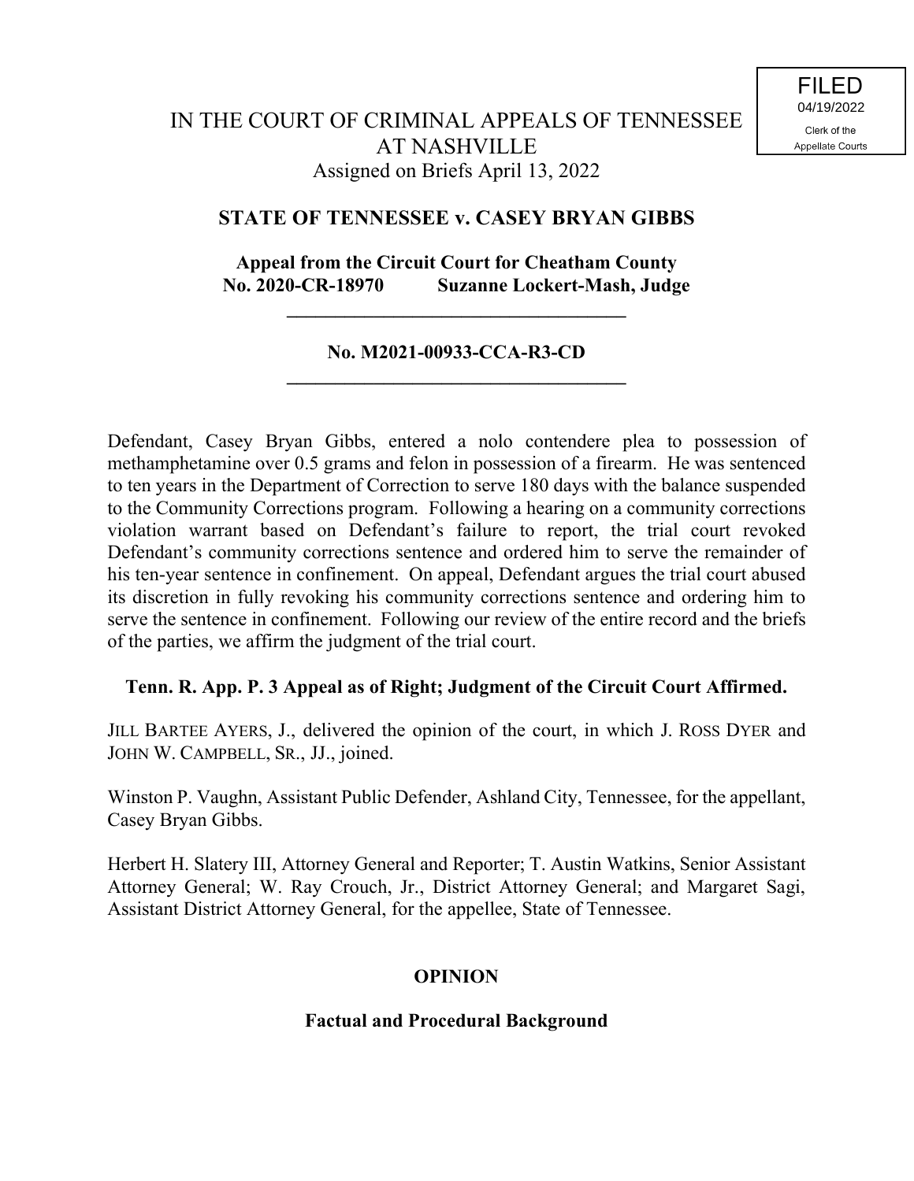FILED
04/19/2022
Clerk of the
Appellate Courts

# IN THE COURT OF CRIMINAL APPEALS OF TENNESSEE AT NASHVILLE

Assigned on Briefs April 13, 2022

## STATE OF TENNESSEE v. CASEY BRYAN GIBBS

**Appeal from the Circuit Court for Cheatham County**
**No. 2020-CR-18970 Suzanne Lockert-Mash, Judge**

---

**No. M2021-00933-CCA-R3-CD**

---

Defendant, Casey Bryan Gibbs, entered a nolo contendere plea to possession of methamphetamine over 0.5 grams and felon in possession of a firearm. He was sentenced to ten years in the Department of Correction to serve 180 days with the balance suspended to the Community Corrections program. Following a hearing on a community corrections violation warrant based on Defendant's failure to report, the trial court revoked Defendant's community corrections sentence and ordered him to serve the remainder of his ten-year sentence in confinement. On appeal, Defendant argues the trial court abused its discretion in fully revoking his community corrections sentence and ordering him to serve the sentence in confinement. Following our review of the entire record and the briefs of the parties, we affirm the judgment of the trial court.

**Tenn. R. App. P. 3 Appeal as of Right; Judgment of the Circuit Court Affirmed.**

JILL BARTEE AYERS, J., delivered the opinion of the court, in which J. ROSS DYER and JOHN W. CAMPBELL, SR., JJ., joined.

Winston P. Vaughn, Assistant Public Defender, Ashland City, Tennessee, for the appellant, Casey Bryan Gibbs.

Herbert H. Slatery III, Attorney General and Reporter; T. Austin Watkins, Senior Assistant Attorney General; W. Ray Crouch, Jr., District Attorney General; and Margaret Sagi, Assistant District Attorney General, for the appellee, State of Tennessee.

## OPINION

### Factual and Procedural Background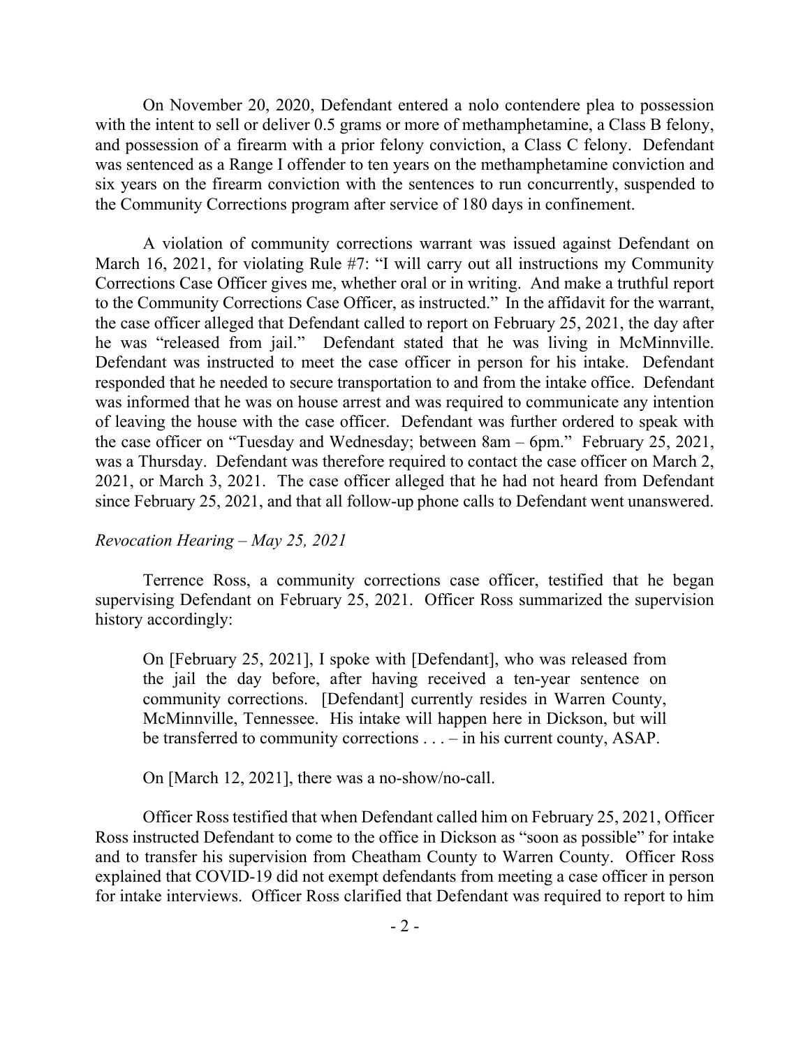On November 20, 2020, Defendant entered a nolo contendere plea to possession with the intent to sell or deliver 0.5 grams or more of methamphetamine, a Class B felony, and possession of a firearm with a prior felony conviction, a Class C felony. Defendant was sentenced as a Range I offender to ten years on the methamphetamine conviction and six years on the firearm conviction with the sentences to run concurrently, suspended to the Community Corrections program after service of 180 days in confinement.

A violation of community corrections warrant was issued against Defendant on March 16, 2021, for violating Rule #7: "I will carry out all instructions my Community Corrections Case Officer gives me, whether oral or in writing. And make a truthful report to the Community Corrections Case Officer, as instructed." In the affidavit for the warrant, the case officer alleged that Defendant called to report on February 25, 2021, the day after he was "released from jail." Defendant stated that he was living in McMinnville. Defendant was instructed to meet the case officer in person for his intake. Defendant responded that he needed to secure transportation to and from the intake office. Defendant was informed that he was on house arrest and was required to communicate any intention of leaving the house with the case officer. Defendant was further ordered to speak with the case officer on "Tuesday and Wednesday; between 8am – 6pm." February 25, 2021, was a Thursday. Defendant was therefore required to contact the case officer on March 2, 2021, or March 3, 2021. The case officer alleged that he had not heard from Defendant since February 25, 2021, and that all follow-up phone calls to Defendant went unanswered.

*Revocation Hearing – May 25, 2021*

Terrence Ross, a community corrections case officer, testified that he began supervising Defendant on February 25, 2021. Officer Ross summarized the supervision history accordingly:

> On [February 25, 2021], I spoke with [Defendant], who was released from the jail the day before, after having received a ten-year sentence on community corrections. [Defendant] currently resides in Warren County, McMinnville, Tennessee. His intake will happen here in Dickson, but will be transferred to community corrections . . . – in his current county, ASAP.
>
> On [March 12, 2021], there was a no-show/no-call.

Officer Ross testified that when Defendant called him on February 25, 2021, Officer Ross instructed Defendant to come to the office in Dickson as "soon as possible" for intake and to transfer his supervision from Cheatham County to Warren County. Officer Ross explained that COVID-19 did not exempt defendants from meeting a case officer in person for intake interviews. Officer Ross clarified that Defendant was required to report to him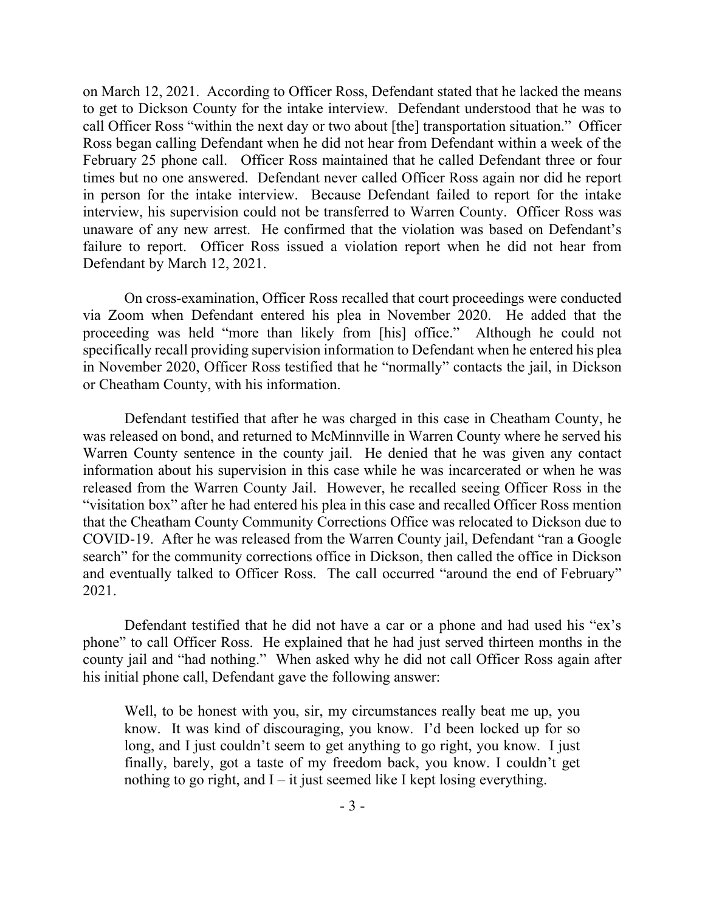on March 12, 2021. According to Officer Ross, Defendant stated that he lacked the means to get to Dickson County for the intake interview. Defendant understood that he was to call Officer Ross "within the next day or two about [the] transportation situation." Officer Ross began calling Defendant when he did not hear from Defendant within a week of the February 25 phone call. Officer Ross maintained that he called Defendant three or four times but no one answered. Defendant never called Officer Ross again nor did he report in person for the intake interview. Because Defendant failed to report for the intake interview, his supervision could not be transferred to Warren County. Officer Ross was unaware of any new arrest. He confirmed that the violation was based on Defendant's failure to report. Officer Ross issued a violation report when he did not hear from Defendant by March 12, 2021.

On cross-examination, Officer Ross recalled that court proceedings were conducted via Zoom when Defendant entered his plea in November 2020. He added that the proceeding was held "more than likely from [his] office." Although he could not specifically recall providing supervision information to Defendant when he entered his plea in November 2020, Officer Ross testified that he "normally" contacts the jail, in Dickson or Cheatham County, with his information.

Defendant testified that after he was charged in this case in Cheatham County, he was released on bond, and returned to McMinnville in Warren County where he served his Warren County sentence in the county jail. He denied that he was given any contact information about his supervision in this case while he was incarcerated or when he was released from the Warren County Jail. However, he recalled seeing Officer Ross in the "visitation box" after he had entered his plea in this case and recalled Officer Ross mention that the Cheatham County Community Corrections Office was relocated to Dickson due to COVID-19. After he was released from the Warren County jail, Defendant "ran a Google search" for the community corrections office in Dickson, then called the office in Dickson and eventually talked to Officer Ross. The call occurred "around the end of February" 2021.

Defendant testified that he did not have a car or a phone and had used his "ex's phone" to call Officer Ross. He explained that he had just served thirteen months in the county jail and "had nothing." When asked why he did not call Officer Ross again after his initial phone call, Defendant gave the following answer:

> Well, to be honest with you, sir, my circumstances really beat me up, you know. It was kind of discouraging, you know. I'd been locked up for so long, and I just couldn't seem to get anything to go right, you know. I just finally, barely, got a taste of my freedom back, you know. I couldn't get nothing to go right, and I – it just seemed like I kept losing everything.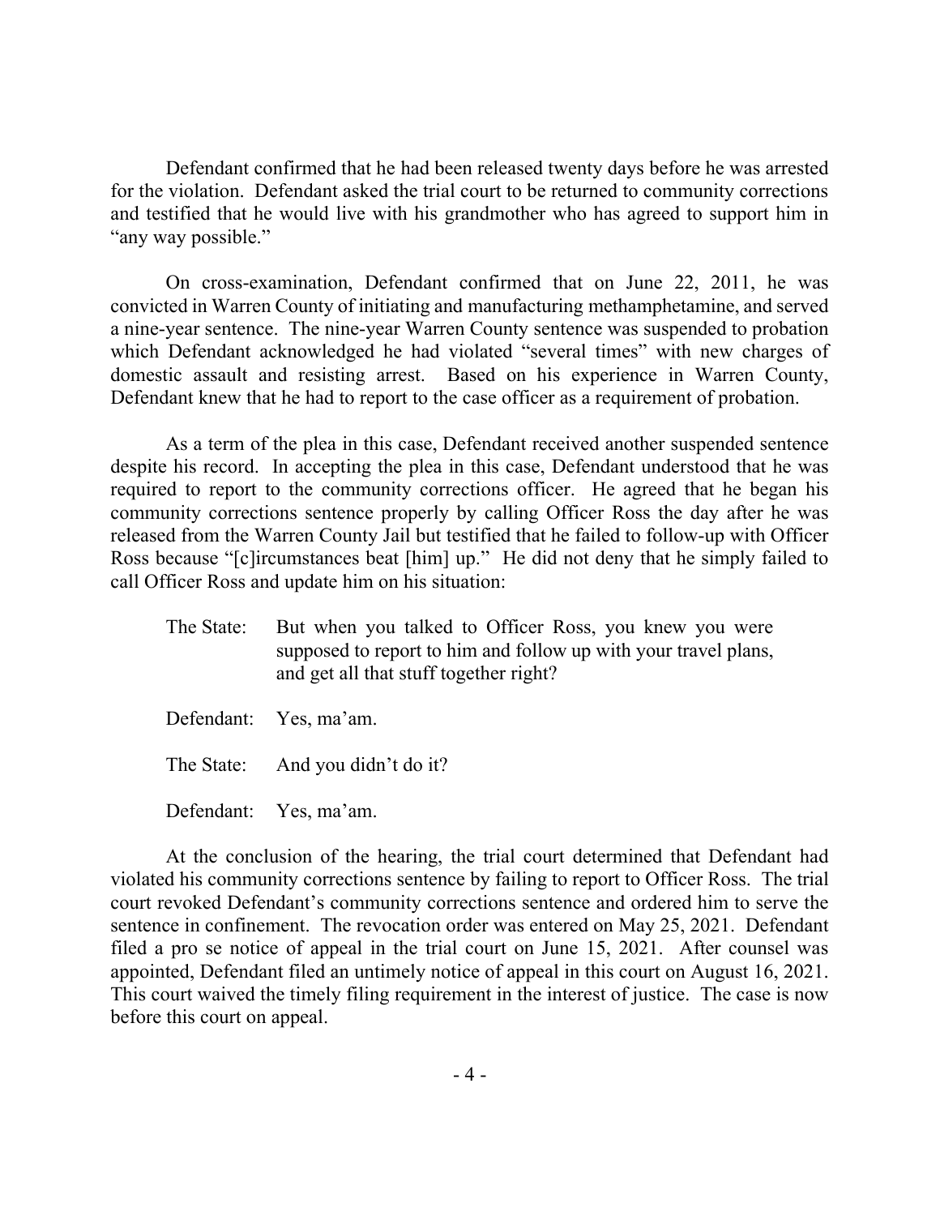Defendant confirmed that he had been released twenty days before he was arrested for the violation. Defendant asked the trial court to be returned to community corrections and testified that he would live with his grandmother who has agreed to support him in "any way possible."

On cross-examination, Defendant confirmed that on June 22, 2011, he was convicted in Warren County of initiating and manufacturing methamphetamine, and served a nine-year sentence. The nine-year Warren County sentence was suspended to probation which Defendant acknowledged he had violated "several times" with new charges of domestic assault and resisting arrest. Based on his experience in Warren County, Defendant knew that he had to report to the case officer as a requirement of probation.

As a term of the plea in this case, Defendant received another suspended sentence despite his record. In accepting the plea in this case, Defendant understood that he was required to report to the community corrections officer. He agreed that he began his community corrections sentence properly by calling Officer Ross the day after he was released from the Warren County Jail but testified that he failed to follow-up with Officer Ross because "[c]ircumstances beat [him] up." He did not deny that he simply failed to call Officer Ross and update him on his situation:

> The State: But when you talked to Officer Ross, you knew you were supposed to report to him and follow up with your travel plans, and get all that stuff together right?
>
> Defendant: Yes, ma'am.
>
> The State: And you didn't do it?
>
> Defendant: Yes, ma'am.

At the conclusion of the hearing, the trial court determined that Defendant had violated his community corrections sentence by failing to report to Officer Ross. The trial court revoked Defendant's community corrections sentence and ordered him to serve the sentence in confinement. The revocation order was entered on May 25, 2021. Defendant filed a pro se notice of appeal in the trial court on June 15, 2021. After counsel was appointed, Defendant filed an untimely notice of appeal in this court on August 16, 2021. This court waived the timely filing requirement in the interest of justice. The case is now before this court on appeal.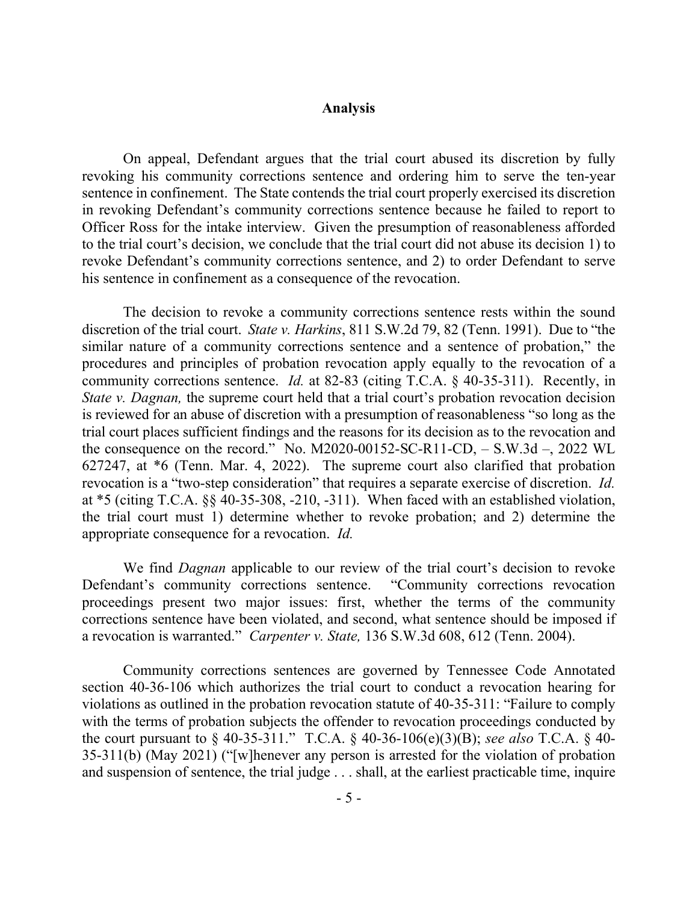**Analysis**

On appeal, Defendant argues that the trial court abused its discretion by fully revoking his community corrections sentence and ordering him to serve the ten-year sentence in confinement. The State contends the trial court properly exercised its discretion in revoking Defendant's community corrections sentence because he failed to report to Officer Ross for the intake interview. Given the presumption of reasonableness afforded to the trial court's decision, we conclude that the trial court did not abuse its decision 1) to revoke Defendant's community corrections sentence, and 2) to order Defendant to serve his sentence in confinement as a consequence of the revocation.

The decision to revoke a community corrections sentence rests within the sound discretion of the trial court. *State v. Harkins*, 811 S.W.2d 79, 82 (Tenn. 1991). Due to "the similar nature of a community corrections sentence and a sentence of probation," the procedures and principles of probation revocation apply equally to the revocation of a community corrections sentence. *Id.* at 82-83 (citing T.C.A. § 40-35-311). Recently, in *State v. Dagnan,* the supreme court held that a trial court's probation revocation decision is reviewed for an abuse of discretion with a presumption of reasonableness "so long as the trial court places sufficient findings and the reasons for its decision as to the revocation and the consequence on the record." No. M2020-00152-SC-R11-CD, – S.W.3d –, 2022 WL 627247, at *6 (Tenn. Mar. 4, 2022). The supreme court also clarified that probation revocation is a "two-step consideration" that requires a separate exercise of discretion. *Id.* at *5 (citing T.C.A. §§ 40-35-308, -210, -311). When faced with an established violation, the trial court must 1) determine whether to revoke probation; and 2) determine the appropriate consequence for a revocation. *Id.*

We find *Dagnan* applicable to our review of the trial court's decision to revoke Defendant's community corrections sentence. "Community corrections revocation proceedings present two major issues: first, whether the terms of the community corrections sentence have been violated, and second, what sentence should be imposed if a revocation is warranted." *Carpenter v. State,* 136 S.W.3d 608, 612 (Tenn. 2004).

Community corrections sentences are governed by Tennessee Code Annotated section 40-36-106 which authorizes the trial court to conduct a revocation hearing for violations as outlined in the probation revocation statute of 40-35-311: "Failure to comply with the terms of probation subjects the offender to revocation proceedings conducted by the court pursuant to § 40-35-311." T.C.A. § 40-36-106(e)(3)(B); *see also* T.C.A. § 40-35-311(b) (May 2021) ("[w]henever any person is arrested for the violation of probation and suspension of sentence, the trial judge . . . shall, at the earliest practicable time, inquire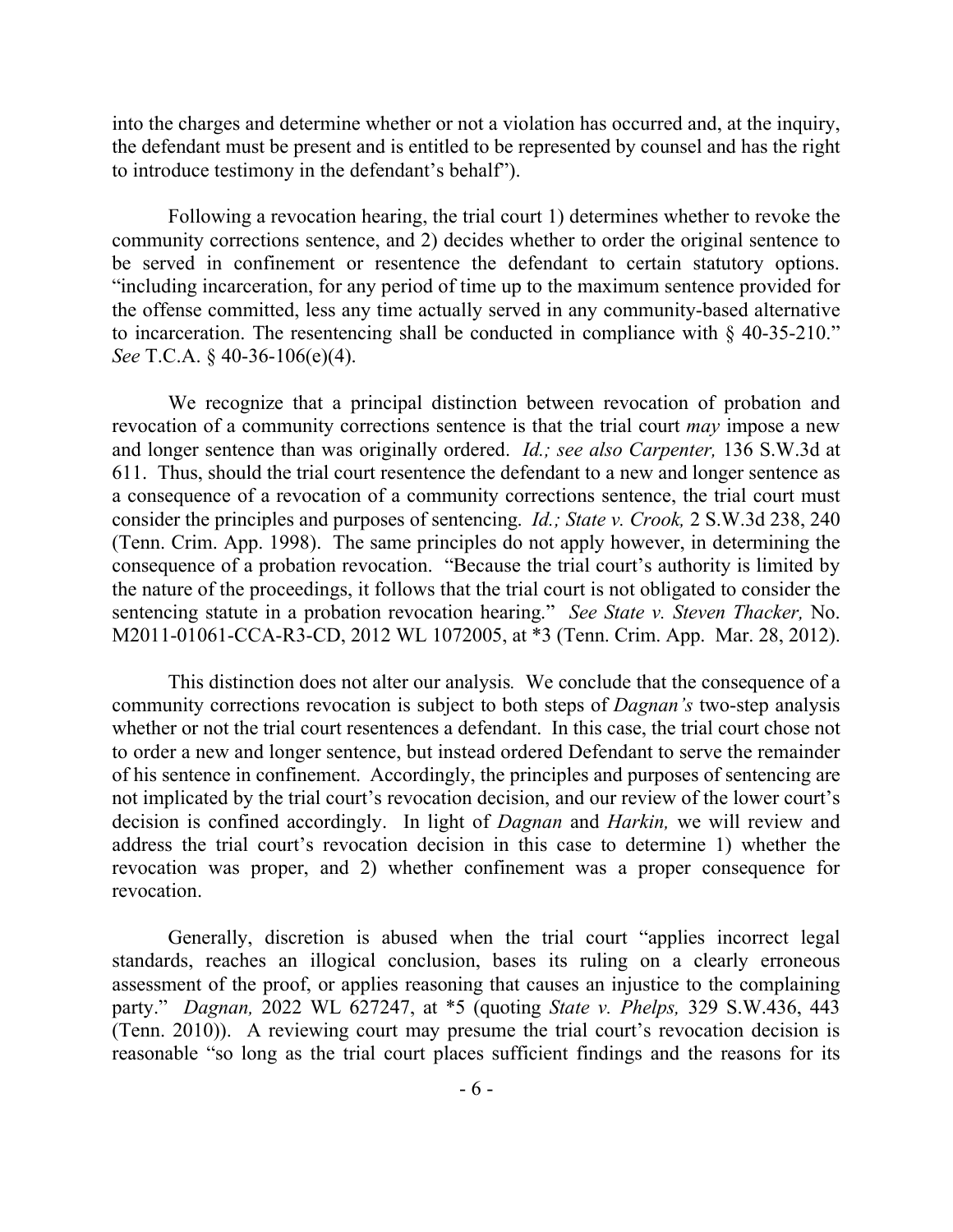into the charges and determine whether or not a violation has occurred and, at the inquiry, the defendant must be present and is entitled to be represented by counsel and has the right to introduce testimony in the defendant's behalf").

Following a revocation hearing, the trial court 1) determines whether to revoke the community corrections sentence, and 2) decides whether to order the original sentence to be served in confinement or resentence the defendant to certain statutory options. "including incarceration, for any period of time up to the maximum sentence provided for the offense committed, less any time actually served in any community-based alternative to incarceration. The resentencing shall be conducted in compliance with § 40-35-210." *See* T.C.A. § 40-36-106(e)(4).

We recognize that a principal distinction between revocation of probation and revocation of a community corrections sentence is that the trial court *may* impose a new and longer sentence than was originally ordered. *Id.; see also Carpenter,* 136 S.W.3d at 611. Thus, should the trial court resentence the defendant to a new and longer sentence as a consequence of a revocation of a community corrections sentence, the trial court must consider the principles and purposes of sentencing. *Id.; State v. Crook,* 2 S.W.3d 238, 240 (Tenn. Crim. App. 1998). The same principles do not apply however, in determining the consequence of a probation revocation. "Because the trial court's authority is limited by the nature of the proceedings, it follows that the trial court is not obligated to consider the sentencing statute in a probation revocation hearing." *See State v. Steven Thacker,* No. M2011-01061-CCA-R3-CD, 2012 WL 1072005, at *3 (Tenn. Crim. App. Mar. 28, 2012).

This distinction does not alter our analysis*.* We conclude that the consequence of a community corrections revocation is subject to both steps of *Dagnan's* two-step analysis whether or not the trial court resentences a defendant. In this case, the trial court chose not to order a new and longer sentence, but instead ordered Defendant to serve the remainder of his sentence in confinement. Accordingly, the principles and purposes of sentencing are not implicated by the trial court's revocation decision, and our review of the lower court's decision is confined accordingly. In light of *Dagnan* and *Harkin,* we will review and address the trial court's revocation decision in this case to determine 1) whether the revocation was proper, and 2) whether confinement was a proper consequence for revocation.

Generally, discretion is abused when the trial court "applies incorrect legal standards, reaches an illogical conclusion, bases its ruling on a clearly erroneous assessment of the proof, or applies reasoning that causes an injustice to the complaining party." *Dagnan,* 2022 WL 627247, at *5 (quoting *State v. Phelps,* 329 S.W.436, 443 (Tenn. 2010)). A reviewing court may presume the trial court's revocation decision is reasonable "so long as the trial court places sufficient findings and the reasons for its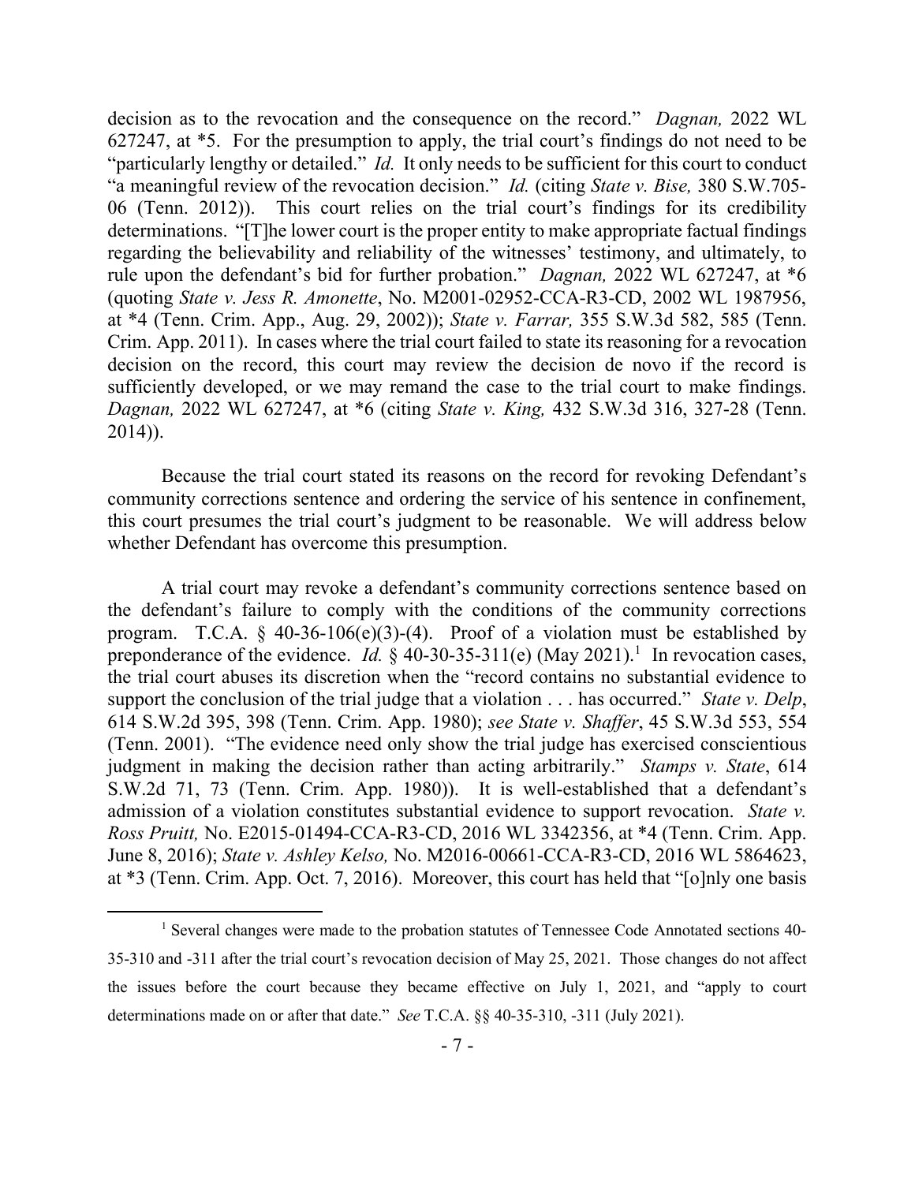decision as to the revocation and the consequence on the record." *Dagnan,* 2022 WL 627247, at *5. For the presumption to apply, the trial court's findings do not need to be "particularly lengthy or detailed." *Id.* It only needs to be sufficient for this court to conduct "a meaningful review of the revocation decision." *Id.* (citing *State v. Bise,* 380 S.W.705-06 (Tenn. 2012)). This court relies on the trial court's findings for its credibility determinations. "[T]he lower court is the proper entity to make appropriate factual findings regarding the believability and reliability of the witnesses' testimony, and ultimately, to rule upon the defendant's bid for further probation." *Dagnan,* 2022 WL 627247, at *6 (quoting *State v. Jess R. Amonette*, No. M2001-02952-CCA-R3-CD, 2002 WL 1987956, at *4 (Tenn. Crim. App., Aug. 29, 2002)); *State v. Farrar,* 355 S.W.3d 582, 585 (Tenn. Crim. App. 2011). In cases where the trial court failed to state its reasoning for a revocation decision on the record, this court may review the decision de novo if the record is sufficiently developed, or we may remand the case to the trial court to make findings. *Dagnan,* 2022 WL 627247, at *6 (citing *State v. King,* 432 S.W.3d 316, 327-28 (Tenn. 2014)).

Because the trial court stated its reasons on the record for revoking Defendant's community corrections sentence and ordering the service of his sentence in confinement, this court presumes the trial court's judgment to be reasonable. We will address below whether Defendant has overcome this presumption.

A trial court may revoke a defendant's community corrections sentence based on the defendant's failure to comply with the conditions of the community corrections program. T.C.A. § 40-36-106(e)(3)-(4). Proof of a violation must be established by preponderance of the evidence. *Id.* § 40-30-35-311(e) (May 2021).[1] In revocation cases, the trial court abuses its discretion when the "record contains no substantial evidence to support the conclusion of the trial judge that a violation . . . has occurred." *State v. Delp*, 614 S.W.2d 395, 398 (Tenn. Crim. App. 1980); *see State v. Shaffer*, 45 S.W.3d 553, 554 (Tenn. 2001). "The evidence need only show the trial judge has exercised conscientious judgment in making the decision rather than acting arbitrarily." *Stamps v. State*, 614 S.W.2d 71, 73 (Tenn. Crim. App. 1980)). It is well-established that a defendant's admission of a violation constitutes substantial evidence to support revocation. *State v. Ross Pruitt,* No. E2015-01494-CCA-R3-CD, 2016 WL 3342356, at *4 (Tenn. Crim. App. June 8, 2016); *State v. Ashley Kelso,* No. M2016-00661-CCA-R3-CD, 2016 WL 5864623, at *3 (Tenn. Crim. App. Oct. 7, 2016). Moreover, this court has held that "[o]nly one basis

---

[1] Several changes were made to the probation statutes of Tennessee Code Annotated sections 40-35-310 and -311 after the trial court's revocation decision of May 25, 2021. Those changes do not affect the issues before the court because they became effective on July 1, 2021, and "apply to court determinations made on or after that date." *See* T.C.A. §§ 40-35-310, -311 (July 2021).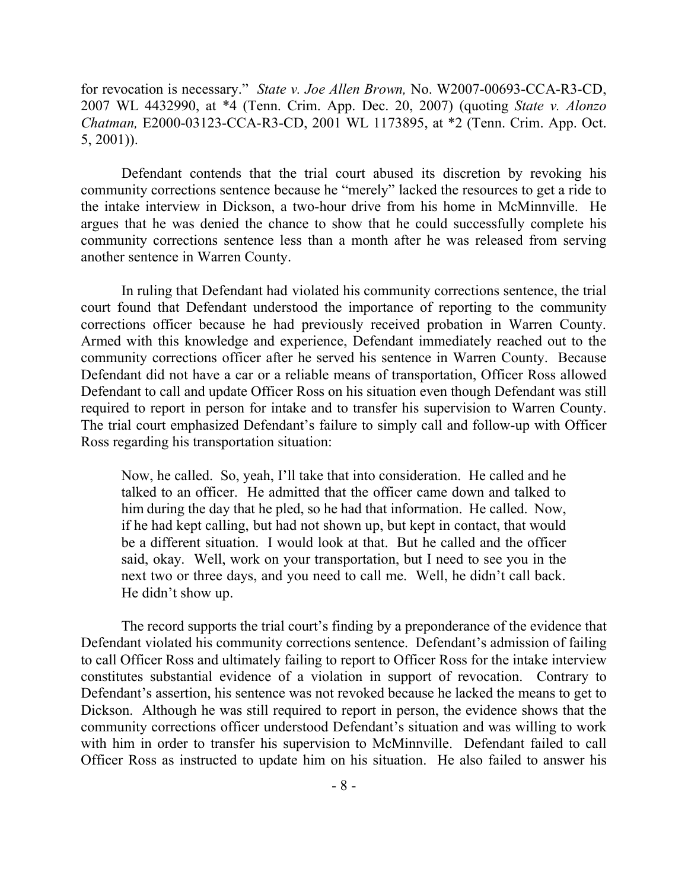for revocation is necessary." *State v. Joe Allen Brown,* No. W2007-00693-CCA-R3-CD, 2007 WL 4432990, at *4 (Tenn. Crim. App. Dec. 20, 2007) (quoting *State v. Alonzo Chatman,* E2000-03123-CCA-R3-CD, 2001 WL 1173895, at *2 (Tenn. Crim. App. Oct. 5, 2001)).

Defendant contends that the trial court abused its discretion by revoking his community corrections sentence because he "merely" lacked the resources to get a ride to the intake interview in Dickson, a two-hour drive from his home in McMinnville. He argues that he was denied the chance to show that he could successfully complete his community corrections sentence less than a month after he was released from serving another sentence in Warren County.

In ruling that Defendant had violated his community corrections sentence, the trial court found that Defendant understood the importance of reporting to the community corrections officer because he had previously received probation in Warren County. Armed with this knowledge and experience, Defendant immediately reached out to the community corrections officer after he served his sentence in Warren County. Because Defendant did not have a car or a reliable means of transportation, Officer Ross allowed Defendant to call and update Officer Ross on his situation even though Defendant was still required to report in person for intake and to transfer his supervision to Warren County. The trial court emphasized Defendant's failure to simply call and follow-up with Officer Ross regarding his transportation situation:

> Now, he called. So, yeah, I'll take that into consideration. He called and he talked to an officer. He admitted that the officer came down and talked to him during the day that he pled, so he had that information. He called. Now, if he had kept calling, but had not shown up, but kept in contact, that would be a different situation. I would look at that. But he called and the officer said, okay. Well, work on your transportation, but I need to see you in the next two or three days, and you need to call me. Well, he didn't call back. He didn't show up.

The record supports the trial court's finding by a preponderance of the evidence that Defendant violated his community corrections sentence. Defendant's admission of failing to call Officer Ross and ultimately failing to report to Officer Ross for the intake interview constitutes substantial evidence of a violation in support of revocation. Contrary to Defendant's assertion, his sentence was not revoked because he lacked the means to get to Dickson. Although he was still required to report in person, the evidence shows that the community corrections officer understood Defendant's situation and was willing to work with him in order to transfer his supervision to McMinnville. Defendant failed to call Officer Ross as instructed to update him on his situation. He also failed to answer his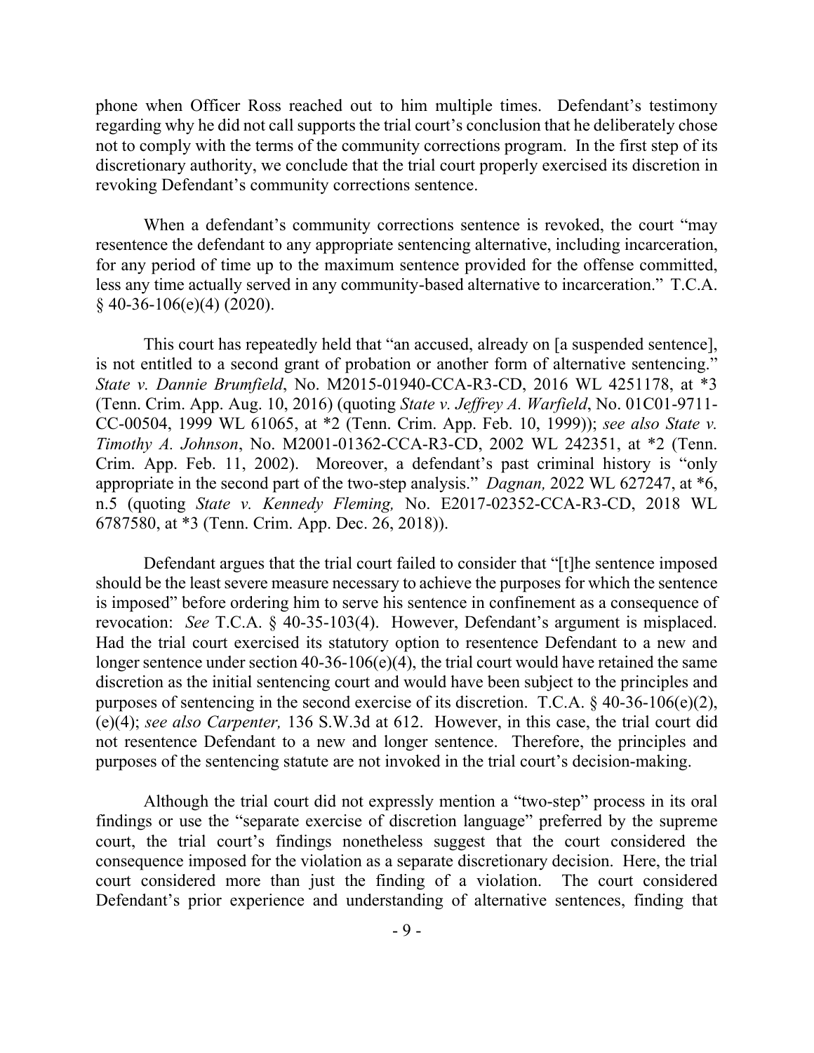phone when Officer Ross reached out to him multiple times. Defendant's testimony regarding why he did not call supports the trial court's conclusion that he deliberately chose not to comply with the terms of the community corrections program. In the first step of its discretionary authority, we conclude that the trial court properly exercised its discretion in revoking Defendant's community corrections sentence.

When a defendant's community corrections sentence is revoked, the court "may resentence the defendant to any appropriate sentencing alternative, including incarceration, for any period of time up to the maximum sentence provided for the offense committed, less any time actually served in any community-based alternative to incarceration." T.C.A. § 40-36-106(e)(4) (2020).

This court has repeatedly held that "an accused, already on [a suspended sentence], is not entitled to a second grant of probation or another form of alternative sentencing." *State v. Dannie Brumfield*, No. M2015-01940-CCA-R3-CD, 2016 WL 4251178, at *3 (Tenn. Crim. App. Aug. 10, 2016) (quoting *State v. Jeffrey A. Warfield*, No. 01C01-9711-CC-00504, 1999 WL 61065, at *2 (Tenn. Crim. App. Feb. 10, 1999)); *see also State v. Timothy A. Johnson*, No. M2001-01362-CCA-R3-CD, 2002 WL 242351, at *2 (Tenn. Crim. App. Feb. 11, 2002). Moreover, a defendant's past criminal history is "only appropriate in the second part of the two-step analysis." *Dagnan,* 2022 WL 627247, at *6, n.5 (quoting *State v. Kennedy Fleming,* No. E2017-02352-CCA-R3-CD, 2018 WL 6787580, at *3 (Tenn. Crim. App. Dec. 26, 2018)).

Defendant argues that the trial court failed to consider that "[t]he sentence imposed should be the least severe measure necessary to achieve the purposes for which the sentence is imposed" before ordering him to serve his sentence in confinement as a consequence of revocation: *See* T.C.A. § 40-35-103(4). However, Defendant's argument is misplaced. Had the trial court exercised its statutory option to resentence Defendant to a new and longer sentence under section 40-36-106(e)(4), the trial court would have retained the same discretion as the initial sentencing court and would have been subject to the principles and purposes of sentencing in the second exercise of its discretion. T.C.A. § 40-36-106(e)(2), (e)(4); *see also Carpenter,* 136 S.W.3d at 612. However, in this case, the trial court did not resentence Defendant to a new and longer sentence. Therefore, the principles and purposes of the sentencing statute are not invoked in the trial court's decision-making.

Although the trial court did not expressly mention a "two-step" process in its oral findings or use the "separate exercise of discretion language" preferred by the supreme court, the trial court's findings nonetheless suggest that the court considered the consequence imposed for the violation as a separate discretionary decision. Here, the trial court considered more than just the finding of a violation. The court considered Defendant's prior experience and understanding of alternative sentences, finding that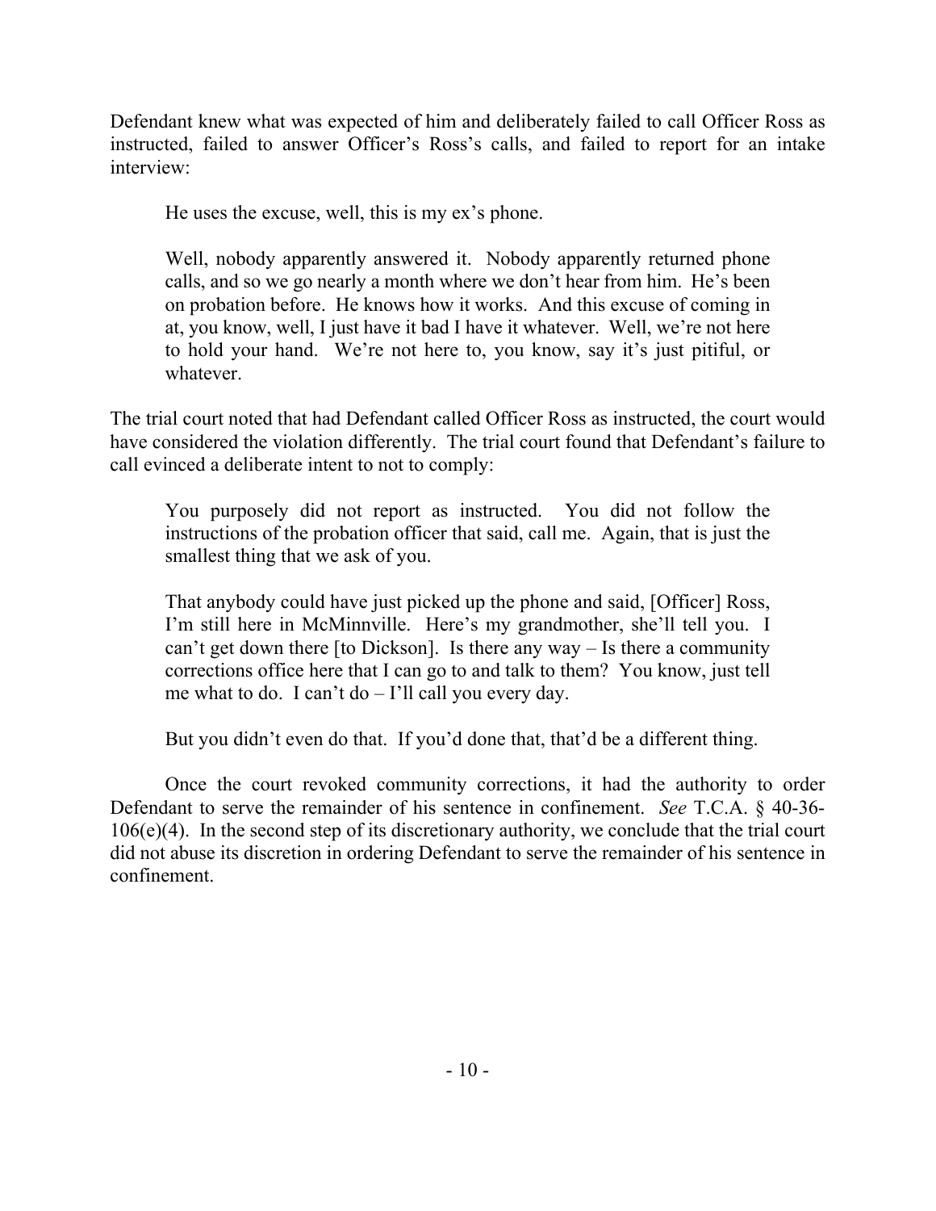Defendant knew what was expected of him and deliberately failed to call Officer Ross as instructed, failed to answer Officer's Ross's calls, and failed to report for an intake interview:

> He uses the excuse, well, this is my ex's phone.
>
> Well, nobody apparently answered it. Nobody apparently returned phone calls, and so we go nearly a month where we don't hear from him. He's been on probation before. He knows how it works. And this excuse of coming in at, you know, well, I just have it bad I have it whatever. Well, we're not here to hold your hand. We're not here to, you know, say it's just pitiful, or whatever.

The trial court noted that had Defendant called Officer Ross as instructed, the court would have considered the violation differently. The trial court found that Defendant's failure to call evinced a deliberate intent to not to comply:

> You purposely did not report as instructed. You did not follow the instructions of the probation officer that said, call me. Again, that is just the smallest thing that we ask of you.
>
> That anybody could have just picked up the phone and said, [Officer] Ross, I'm still here in McMinnville. Here's my grandmother, she'll tell you. I can't get down there [to Dickson]. Is there any way – Is there a community corrections office here that I can go to and talk to them? You know, just tell me what to do. I can't do – I'll call you every day.
>
> But you didn't even do that. If you'd done that, that'd be a different thing.

Once the court revoked community corrections, it had the authority to order Defendant to serve the remainder of his sentence in confinement. *See* T.C.A. § 40-36-106(e)(4). In the second step of its discretionary authority, we conclude that the trial court did not abuse its discretion in ordering Defendant to serve the remainder of his sentence in confinement.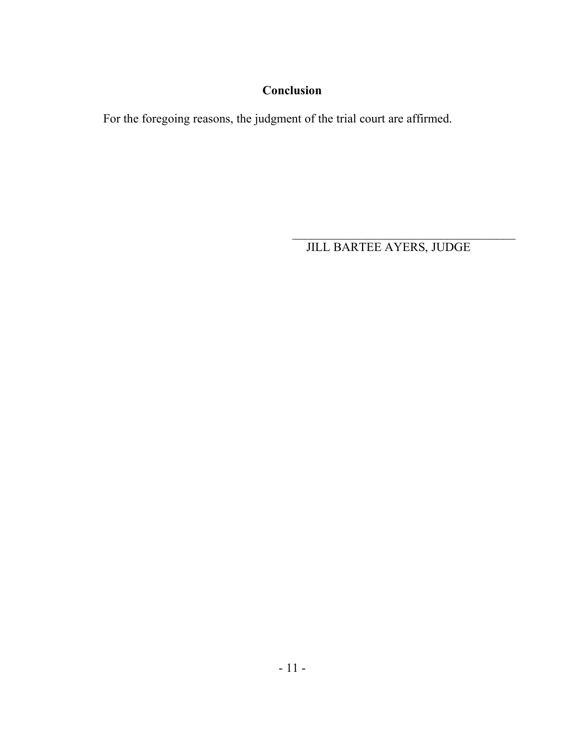## Conclusion

For the foregoing reasons, the judgment of the trial court are affirmed.

\_\_\_\_\_\_\_\_\_\_\_\_\_\_\_\_\_\_\_\_\_\_\_\_\_\_\_\_\_\_\_\_\_\_\_\_\_\_\_

JILL BARTEE AYERS, JUDGE